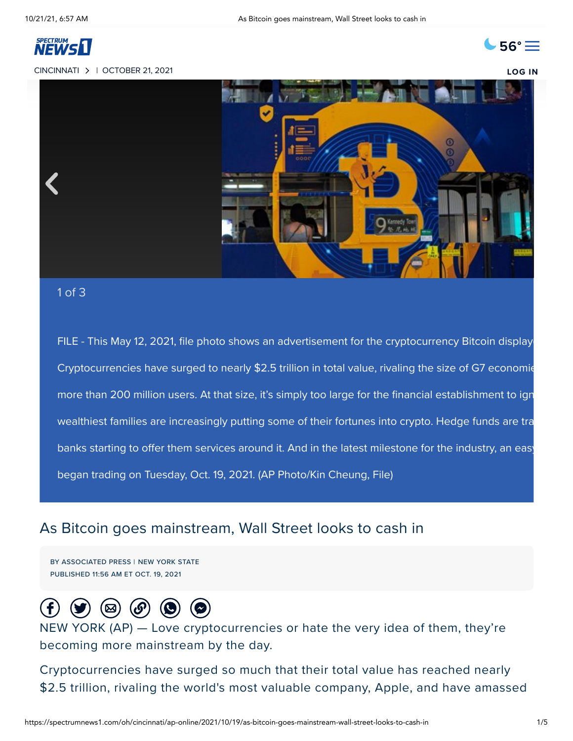CINCINNATI > | OCTOBER 21, 2021

1 of 3

FILE - This May 12, 2021, file photo shows an advertisement for the cryptocurrency Bitcoin display

Cryptocurrencies have surged to nearly $2.5 trillion in total value, rivaling the size of G7 economie

more than 200 million users. At that size, it's simply too large for the financial establishment to ign

wealthiest families are increasingly putting some of their fortunes into crypto. Hedge funds are tra

banks starting to offer them services around it. And in the latest milestone for the industry, an easy

began trading on Tuesday, Oct. 19, 2021. (AP Photo/Kin Cheung, File)

# As Bitcoin goes mainstream, Wall Street looks to cash in

BY ASSOCIATED PRESS | NEW YORK STATE
PUBLISHED 11:56 AM ET OCT. 19, 2021

NEW YORK (AP) — Love cryptocurrencies or hate the very idea of them, they're becoming more mainstream by the day.

Cryptocurrencies have surged so much that their total value has reached nearly $2.5 trillion, rivaling the world's most valuable company, Apple, and have amassed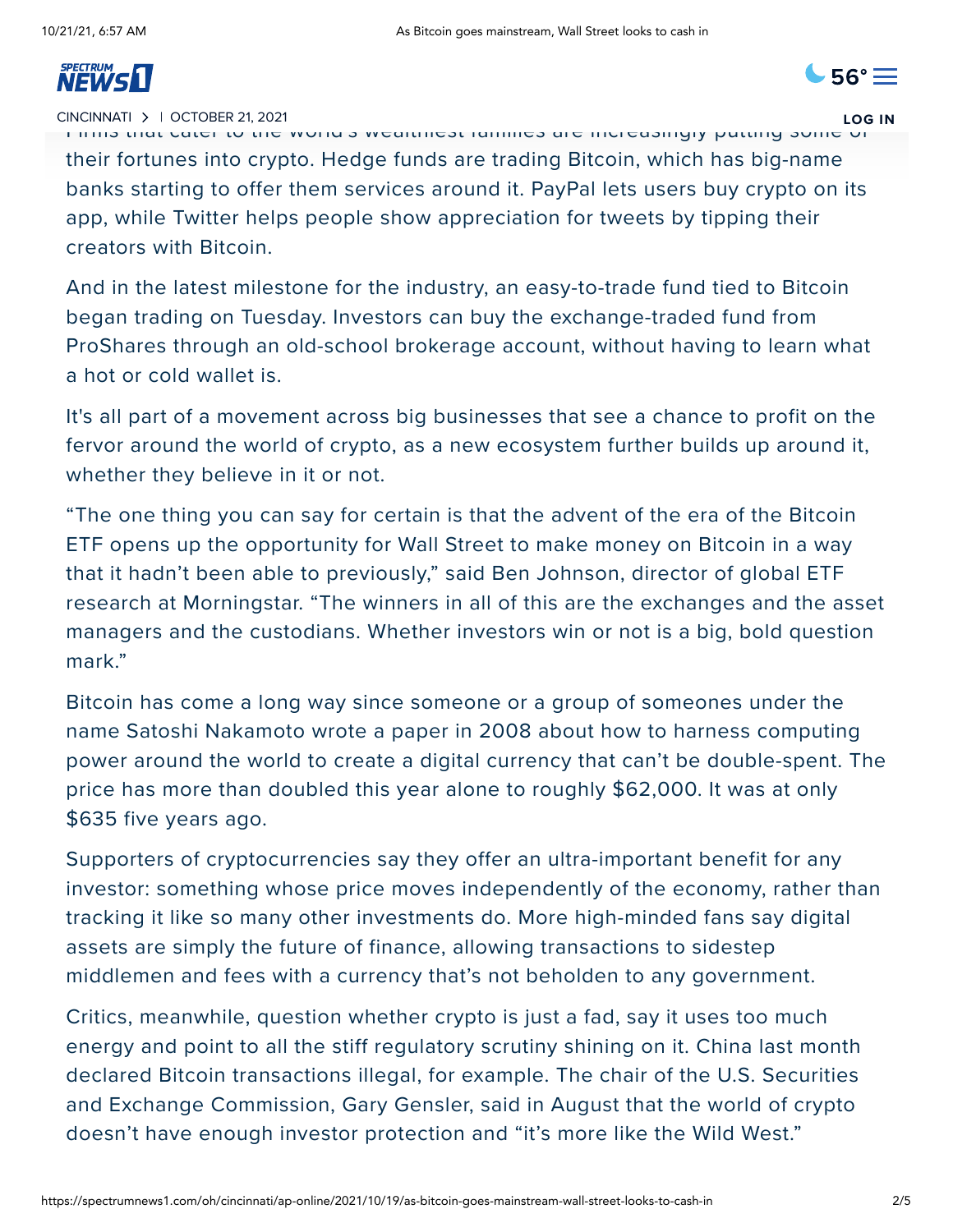their fortunes into crypto. Hedge funds are trading Bitcoin, which has big-name banks starting to offer them services around it. PayPal lets users buy crypto on its app, while Twitter helps people show appreciation for tweets by tipping their creators with Bitcoin.

And in the latest milestone for the industry, an easy-to-trade fund tied to Bitcoin began trading on Tuesday. Investors can buy the exchange-traded fund from ProShares through an old-school brokerage account, without having to learn what a hot or cold wallet is.

It's all part of a movement across big businesses that see a chance to profit on the fervor around the world of crypto, as a new ecosystem further builds up around it, whether they believe in it or not.

“The one thing you can say for certain is that the advent of the era of the Bitcoin ETF opens up the opportunity for Wall Street to make money on Bitcoin in a way that it hadn’t been able to previously,” said Ben Johnson, director of global ETF research at Morningstar. “The winners in all of this are the exchanges and the asset managers and the custodians. Whether investors win or not is a big, bold question mark.”

Bitcoin has come a long way since someone or a group of someones under the name Satoshi Nakamoto wrote a paper in 2008 about how to harness computing power around the world to create a digital currency that can’t be double-spent. The price has more than doubled this year alone to roughly $62,000. It was at only $635 five years ago.

Supporters of cryptocurrencies say they offer an ultra-important benefit for any investor: something whose price moves independently of the economy, rather than tracking it like so many other investments do. More high-minded fans say digital assets are simply the future of finance, allowing transactions to sidestep middlemen and fees with a currency that’s not beholden to any government.

Critics, meanwhile, question whether crypto is just a fad, say it uses too much energy and point to all the stiff regulatory scrutiny shining on it. China last month declared Bitcoin transactions illegal, for example. The chair of the U.S. Securities and Exchange Commission, Gary Gensler, said in August that the world of crypto doesn’t have enough investor protection and “it’s more like the Wild West.”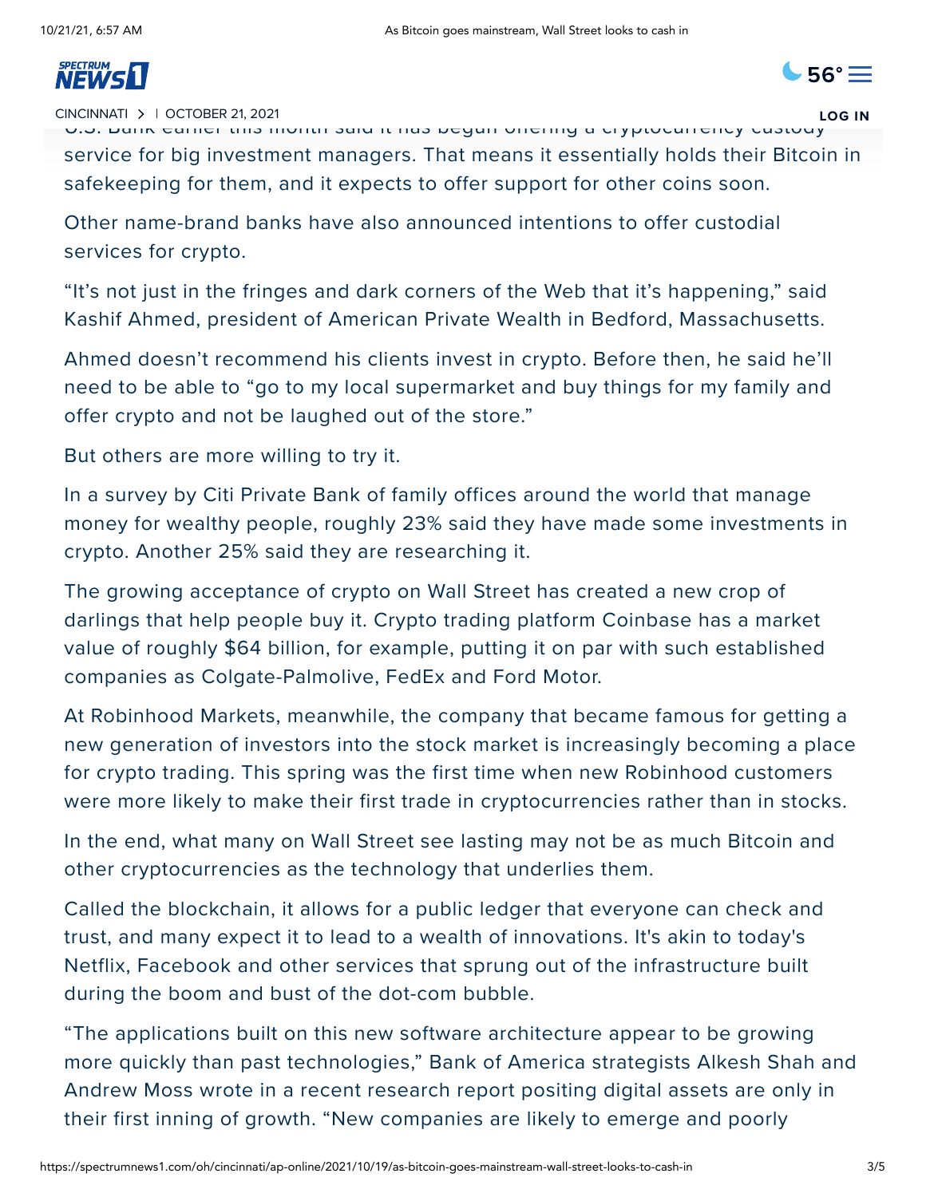U.S. Bank earlier this month said it has begun offering a cryptocurrency custody service for big investment managers. That means it essentially holds their Bitcoin in safekeeping for them, and it expects to offer support for other coins soon.

Other name-brand banks have also announced intentions to offer custodial services for crypto.

“It’s not just in the fringes and dark corners of the Web that it’s happening,” said Kashif Ahmed, president of American Private Wealth in Bedford, Massachusetts.

Ahmed doesn’t recommend his clients invest in crypto. Before then, he said he’ll need to be able to “go to my local supermarket and buy things for my family and offer crypto and not be laughed out of the store.”

But others are more willing to try it.

In a survey by Citi Private Bank of family offices around the world that manage money for wealthy people, roughly 23% said they have made some investments in crypto. Another 25% said they are researching it.

The growing acceptance of crypto on Wall Street has created a new crop of darlings that help people buy it. Crypto trading platform Coinbase has a market value of roughly $64 billion, for example, putting it on par with such established companies as Colgate-Palmolive, FedEx and Ford Motor.

At Robinhood Markets, meanwhile, the company that became famous for getting a new generation of investors into the stock market is increasingly becoming a place for crypto trading. This spring was the first time when new Robinhood customers were more likely to make their first trade in cryptocurrencies rather than in stocks.

In the end, what many on Wall Street see lasting may not be as much Bitcoin and other cryptocurrencies as the technology that underlies them.

Called the blockchain, it allows for a public ledger that everyone can check and trust, and many expect it to lead to a wealth of innovations. It's akin to today's Netflix, Facebook and other services that sprung out of the infrastructure built during the boom and bust of the dot-com bubble.

“The applications built on this new software architecture appear to be growing more quickly than past technologies,” Bank of America strategists Alkesh Shah and Andrew Moss wrote in a recent research report positing digital assets are only in their first inning of growth. “New companies are likely to emerge and poorly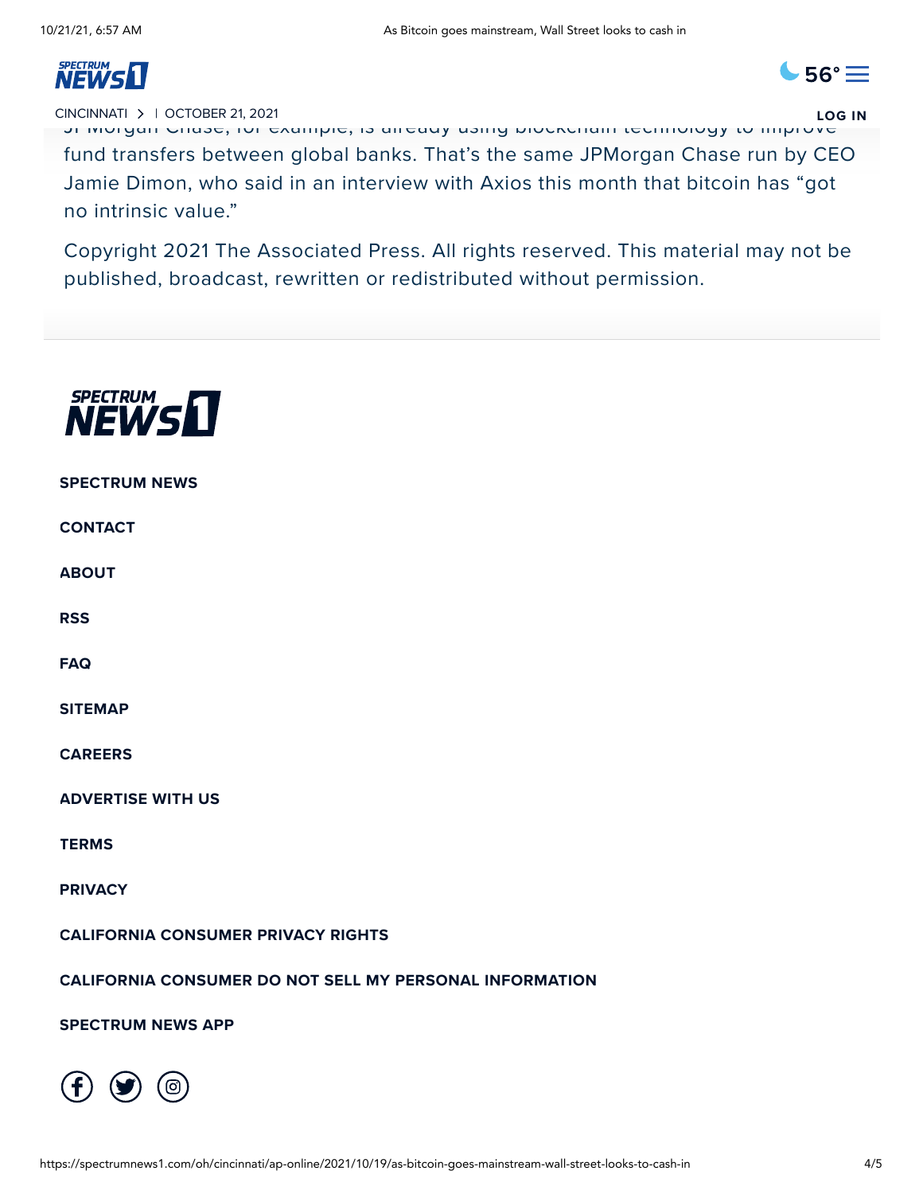JPMorgan Chase, for example, is already using blockchain technology to improve fund transfers between global banks. That's the same JPMorgan Chase run by CEO Jamie Dimon, who said in an interview with Axios this month that bitcoin has "got no intrinsic value."

Copyright 2021 The Associated Press. All rights reserved. This material may not be published, broadcast, rewritten or redistributed without permission.

**SPECTRUM NEWS**

**CONTACT**

**ABOUT**

**RSS**

**FAQ**

**SITEMAP**

**CAREERS**

**ADVERTISE WITH US**

**TERMS**

**PRIVACY**

**CALIFORNIA CONSUMER PRIVACY RIGHTS**

**CALIFORNIA CONSUMER DO NOT SELL MY PERSONAL INFORMATION**

**SPECTRUM NEWS APP**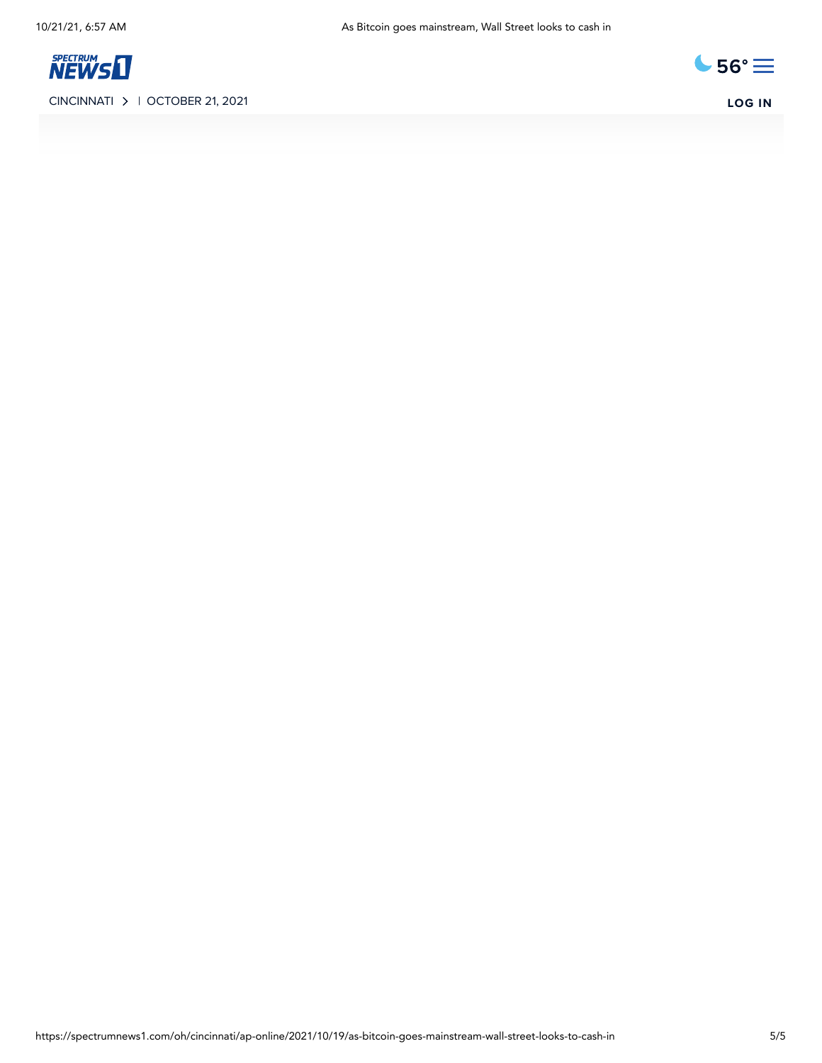CINCINNATI | OCTOBER 21, 2021

56°

LOG IN